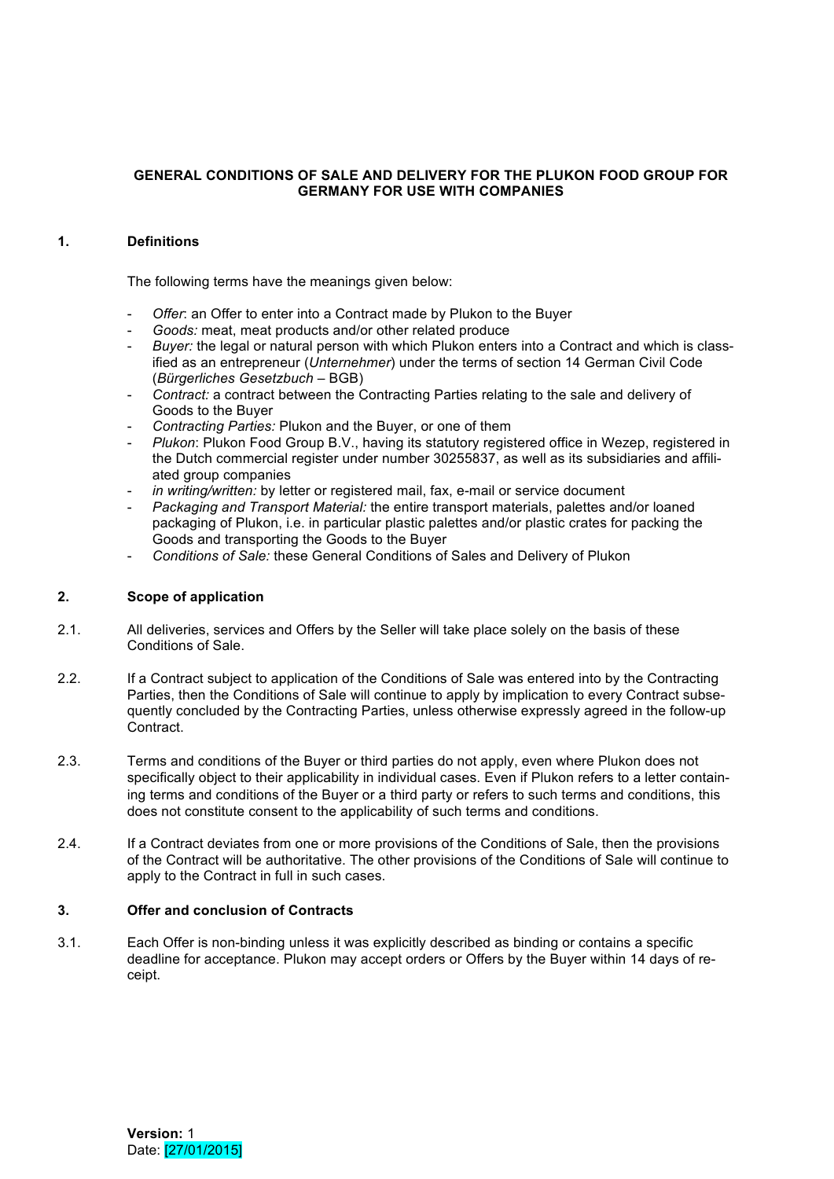# GENERAL CONDITIONS OF SALE AND DELIVERY FOR THE PLUKON FOOD GROUP FOR GERMANY FOR USE WITH COMPANIES

## 1. Definitions

The following terms have the meanings given below:

- *Offer*: an Offer to enter into a Contract made by Plukon to the Buyer
- *Goods:* meat, meat products and/or other related produce
- *Buyer:* the legal or natural person with which Plukon enters into a Contract and which is classified as an entrepreneur (*Unternehmer*) under the terms of section 14 German Civil Code (*Bürgerliches Gesetzbuch* – BGB)
- *Contract:* a contract between the Contracting Parties relating to the sale and delivery of Goods to the Buyer
- *Contracting Parties:* Plukon and the Buyer, or one of them
- *Plukon*: Plukon Food Group B.V., having its statutory registered office in Wezep, registered in the Dutch commercial register under number 30255837, as well as its subsidiaries and affiliated group companies
- *in writing/written:* by letter or registered mail, fax, e-mail or service document
- *Packaging and Transport Material:* the entire transport materials, palettes and/or loaned packaging of Plukon, i.e. in particular plastic palettes and/or plastic crates for packing the Goods and transporting the Goods to the Buyer
- *Conditions of Sale:* these General Conditions of Sales and Delivery of Plukon

## 2. Scope of application

2.1. All deliveries, services and Offers by the Seller will take place solely on the basis of these Conditions of Sale.

2.2. If a Contract subject to application of the Conditions of Sale was entered into by the Contracting Parties, then the Conditions of Sale will continue to apply by implication to every Contract subsequently concluded by the Contracting Parties, unless otherwise expressly agreed in the follow-up Contract.

2.3. Terms and conditions of the Buyer or third parties do not apply, even where Plukon does not specifically object to their applicability in individual cases. Even if Plukon refers to a letter containing terms and conditions of the Buyer or a third party or refers to such terms and conditions, this does not constitute consent to the applicability of such terms and conditions.

2.4. If a Contract deviates from one or more provisions of the Conditions of Sale, then the provisions of the Contract will be authoritative. The other provisions of the Conditions of Sale will continue to apply to the Contract in full in such cases.

## 3. Offer and conclusion of Contracts

3.1. Each Offer is non-binding unless it was explicitly described as binding or contains a specific deadline for acceptance. Plukon may accept orders or Offers by the Buyer within 14 days of receipt.

**Version:** 1
Date: [27/01/2015]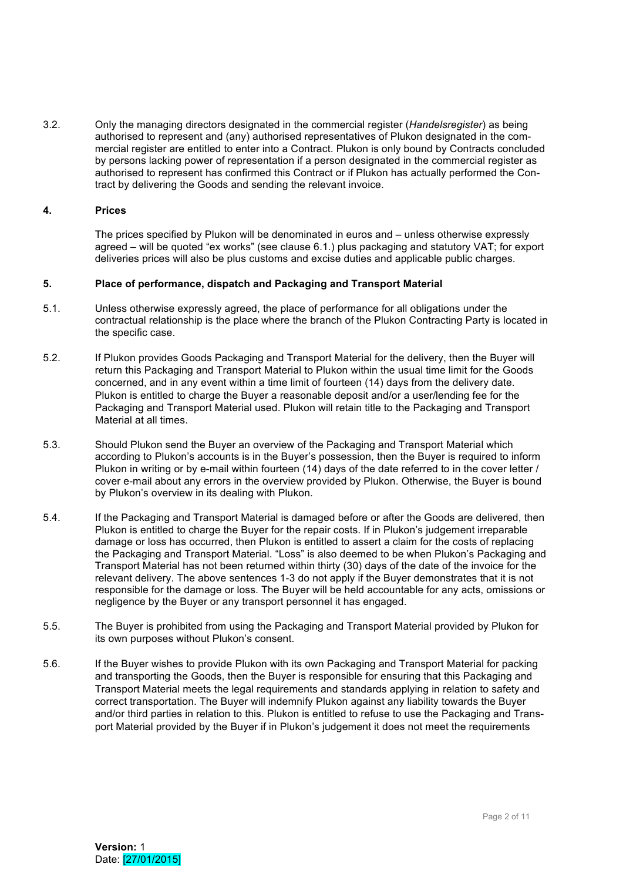3.2. Only the managing directors designated in the commercial register (*Handelsregister*) as being authorised to represent and (any) authorised representatives of Plukon designated in the commercial register are entitled to enter into a Contract. Plukon is only bound by Contracts concluded by persons lacking power of representation if a person designated in the commercial register as authorised to represent has confirmed this Contract or if Plukon has actually performed the Contract by delivering the Goods and sending the relevant invoice.

## 4. Prices

The prices specified by Plukon will be denominated in euros and – unless otherwise expressly agreed – will be quoted "ex works" (see clause 6.1.) plus packaging and statutory VAT; for export deliveries prices will also be plus customs and excise duties and applicable public charges.

## 5. Place of performance, dispatch and Packaging and Transport Material

5.1. Unless otherwise expressly agreed, the place of performance for all obligations under the contractual relationship is the place where the branch of the Plukon Contracting Party is located in the specific case.

5.2. If Plukon provides Goods Packaging and Transport Material for the delivery, then the Buyer will return this Packaging and Transport Material to Plukon within the usual time limit for the Goods concerned, and in any event within a time limit of fourteen (14) days from the delivery date. Plukon is entitled to charge the Buyer a reasonable deposit and/or a user/lending fee for the Packaging and Transport Material used. Plukon will retain title to the Packaging and Transport Material at all times.

5.3. Should Plukon send the Buyer an overview of the Packaging and Transport Material which according to Plukon's accounts is in the Buyer's possession, then the Buyer is required to inform Plukon in writing or by e-mail within fourteen (14) days of the date referred to in the cover letter / cover e-mail about any errors in the overview provided by Plukon. Otherwise, the Buyer is bound by Plukon's overview in its dealing with Plukon.

5.4. If the Packaging and Transport Material is damaged before or after the Goods are delivered, then Plukon is entitled to charge the Buyer for the repair costs. If in Plukon's judgement irreparable damage or loss has occurred, then Plukon is entitled to assert a claim for the costs of replacing the Packaging and Transport Material. "Loss" is also deemed to be when Plukon's Packaging and Transport Material has not been returned within thirty (30) days of the date of the invoice for the relevant delivery. The above sentences 1-3 do not apply if the Buyer demonstrates that it is not responsible for the damage or loss. The Buyer will be held accountable for any acts, omissions or negligence by the Buyer or any transport personnel it has engaged.

5.5. The Buyer is prohibited from using the Packaging and Transport Material provided by Plukon for its own purposes without Plukon's consent.

5.6. If the Buyer wishes to provide Plukon with its own Packaging and Transport Material for packing and transporting the Goods, then the Buyer is responsible for ensuring that this Packaging and Transport Material meets the legal requirements and standards applying in relation to safety and correct transportation. The Buyer will indemnify Plukon against any liability towards the Buyer and/or third parties in relation to this. Plukon is entitled to refuse to use the Packaging and Transport Material provided by the Buyer if in Plukon's judgement it does not meet the requirements

**Version:** 1
Date: [27/01/2015]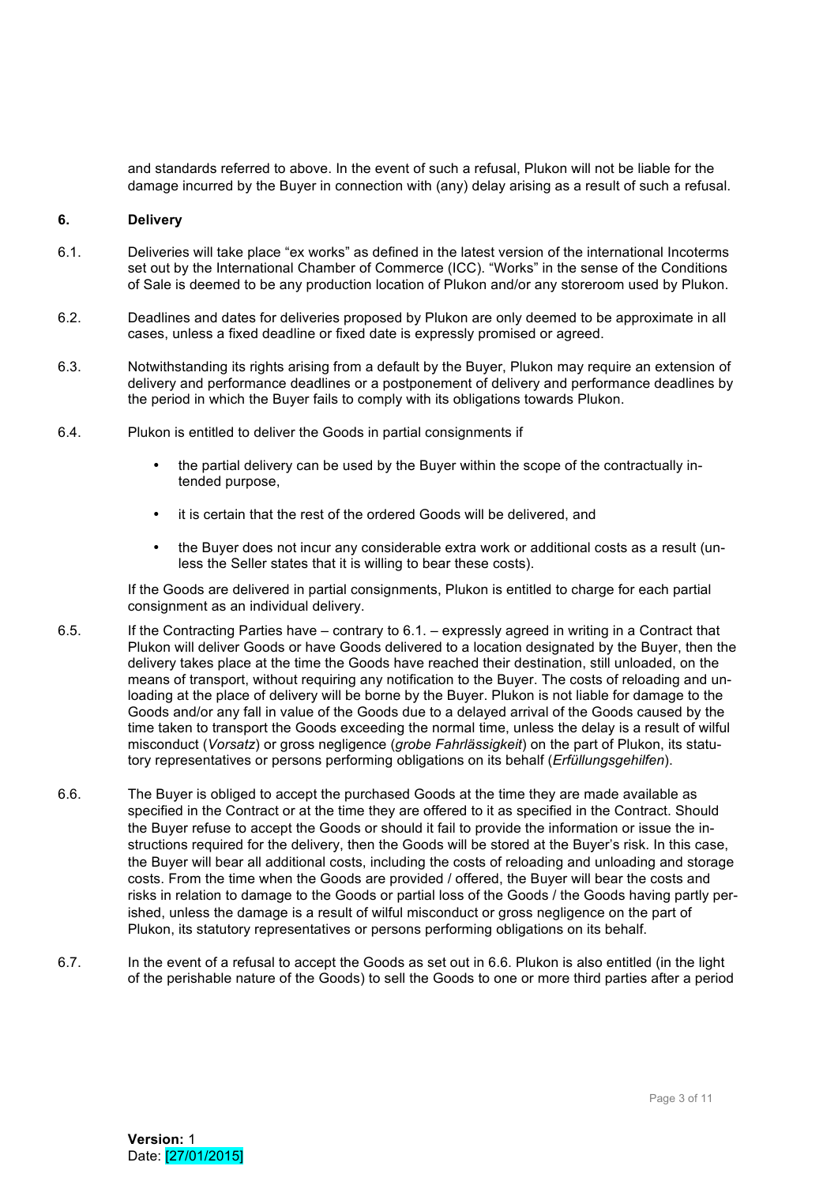and standards referred to above. In the event of such a refusal, Plukon will not be liable for the damage incurred by the Buyer in connection with (any) delay arising as a result of such a refusal.

## 6. Delivery

6.1. Deliveries will take place "ex works" as defined in the latest version of the international Incoterms set out by the International Chamber of Commerce (ICC). "Works" in the sense of the Conditions of Sale is deemed to be any production location of Plukon and/or any storeroom used by Plukon.

6.2. Deadlines and dates for deliveries proposed by Plukon are only deemed to be approximate in all cases, unless a fixed deadline or fixed date is expressly promised or agreed.

6.3. Notwithstanding its rights arising from a default by the Buyer, Plukon may require an extension of delivery and performance deadlines or a postponement of delivery and performance deadlines by the period in which the Buyer fails to comply with its obligations towards Plukon.

6.4. Plukon is entitled to deliver the Goods in partial consignments if

- the partial delivery can be used by the Buyer within the scope of the contractually intended purpose,
- it is certain that the rest of the ordered Goods will be delivered, and
- the Buyer does not incur any considerable extra work or additional costs as a result (unless the Seller states that it is willing to bear these costs).

If the Goods are delivered in partial consignments, Plukon is entitled to charge for each partial consignment as an individual delivery.

6.5. If the Contracting Parties have – contrary to 6.1. – expressly agreed in writing in a Contract that Plukon will deliver Goods or have Goods delivered to a location designated by the Buyer, then the delivery takes place at the time the Goods have reached their destination, still unloaded, on the means of transport, without requiring any notification to the Buyer. The costs of reloading and unloading at the place of delivery will be borne by the Buyer. Plukon is not liable for damage to the Goods and/or any fall in value of the Goods due to a delayed arrival of the Goods caused by the time taken to transport the Goods exceeding the normal time, unless the delay is a result of wilful misconduct (*Vorsatz*) or gross negligence (*grobe Fahrlässigkeit*) on the part of Plukon, its statutory representatives or persons performing obligations on its behalf (*Erfüllungsgehilfen*).

6.6. The Buyer is obliged to accept the purchased Goods at the time they are made available as specified in the Contract or at the time they are offered to it as specified in the Contract. Should the Buyer refuse to accept the Goods or should it fail to provide the information or issue the instructions required for the delivery, then the Goods will be stored at the Buyer's risk. In this case, the Buyer will bear all additional costs, including the costs of reloading and unloading and storage costs. From the time when the Goods are provided / offered, the Buyer will bear the costs and risks in relation to damage to the Goods or partial loss of the Goods / the Goods having partly perished, unless the damage is a result of wilful misconduct or gross negligence on the part of Plukon, its statutory representatives or persons performing obligations on its behalf.

6.7. In the event of a refusal to accept the Goods as set out in 6.6. Plukon is also entitled (in the light of the perishable nature of the Goods) to sell the Goods to one or more third parties after a period

**Version:** 1
Date: [27/01/2015]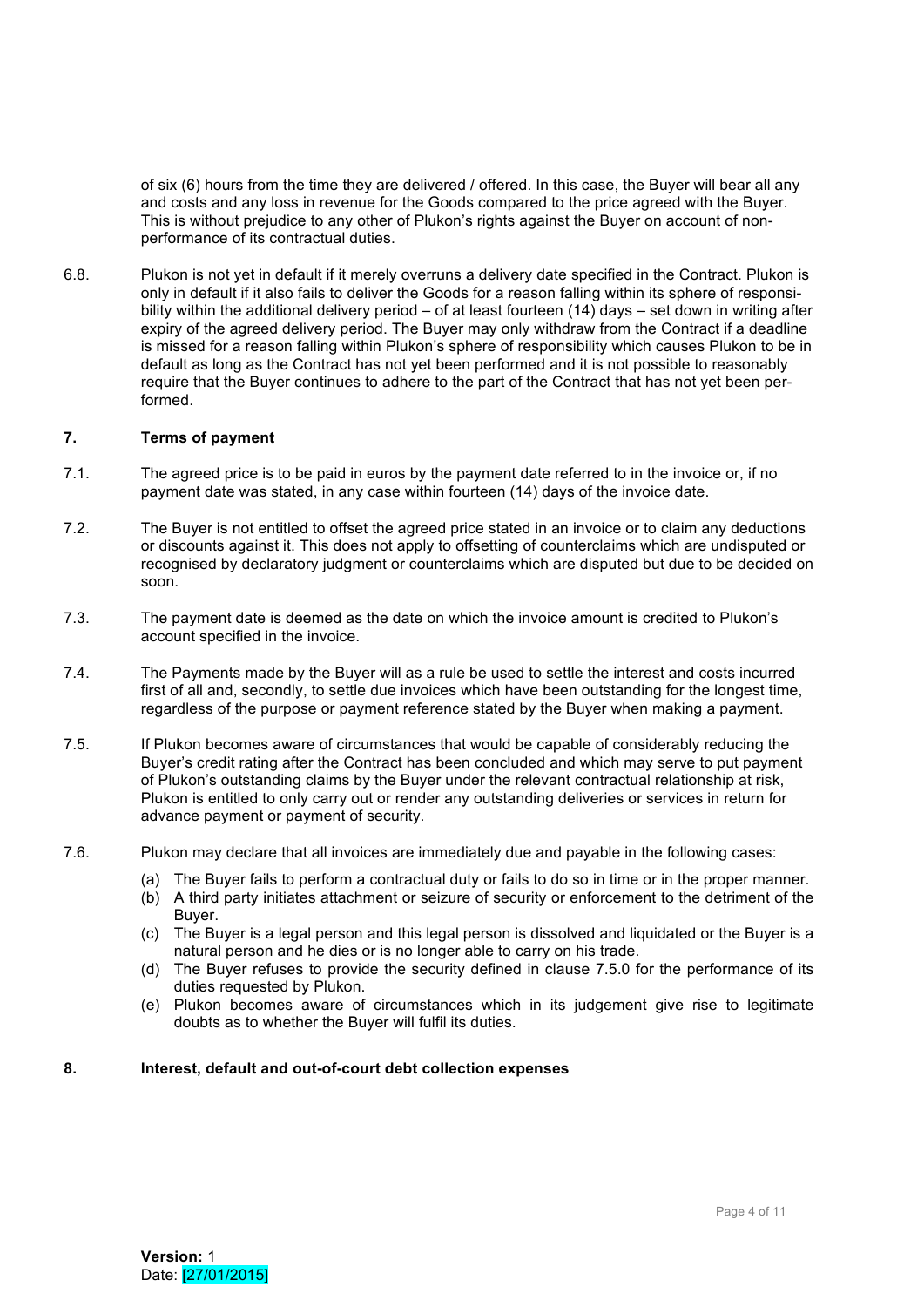of six (6) hours from the time they are delivered / offered. In this case, the Buyer will bear all any and costs and any loss in revenue for the Goods compared to the price agreed with the Buyer. This is without prejudice to any other of Plukon's rights against the Buyer on account of non-performance of its contractual duties.

6.8. Plukon is not yet in default if it merely overruns a delivery date specified in the Contract. Plukon is only in default if it also fails to deliver the Goods for a reason falling within its sphere of responsibility within the additional delivery period – of at least fourteen (14) days – set down in writing after expiry of the agreed delivery period. The Buyer may only withdraw from the Contract if a deadline is missed for a reason falling within Plukon's sphere of responsibility which causes Plukon to be in default as long as the Contract has not yet been performed and it is not possible to reasonably require that the Buyer continues to adhere to the part of the Contract that has not yet been performed.

## 7. Terms of payment

7.1. The agreed price is to be paid in euros by the payment date referred to in the invoice or, if no payment date was stated, in any case within fourteen (14) days of the invoice date.

7.2. The Buyer is not entitled to offset the agreed price stated in an invoice or to claim any deductions or discounts against it. This does not apply to offsetting of counterclaims which are undisputed or recognised by declaratory judgment or counterclaims which are disputed but due to be decided on soon.

7.3. The payment date is deemed as the date on which the invoice amount is credited to Plukon's account specified in the invoice.

7.4. The Payments made by the Buyer will as a rule be used to settle the interest and costs incurred first of all and, secondly, to settle due invoices which have been outstanding for the longest time, regardless of the purpose or payment reference stated by the Buyer when making a payment.

7.5. If Plukon becomes aware of circumstances that would be capable of considerably reducing the Buyer's credit rating after the Contract has been concluded and which may serve to put payment of Plukon's outstanding claims by the Buyer under the relevant contractual relationship at risk, Plukon is entitled to only carry out or render any outstanding deliveries or services in return for advance payment or payment of security.

7.6. Plukon may declare that all invoices are immediately due and payable in the following cases:

(a) The Buyer fails to perform a contractual duty or fails to do so in time or in the proper manner.
(b) A third party initiates attachment or seizure of security or enforcement to the detriment of the Buyer.
(c) The Buyer is a legal person and this legal person is dissolved and liquidated or the Buyer is a natural person and he dies or is no longer able to carry on his trade.
(d) The Buyer refuses to provide the security defined in clause 7.5.0 for the performance of its duties requested by Plukon.
(e) Plukon becomes aware of circumstances which in its judgement give rise to legitimate doubts as to whether the Buyer will fulfil its duties.

## 8. Interest, default and out-of-court debt collection expenses

**Version:** 1
Date: [27/01/2015]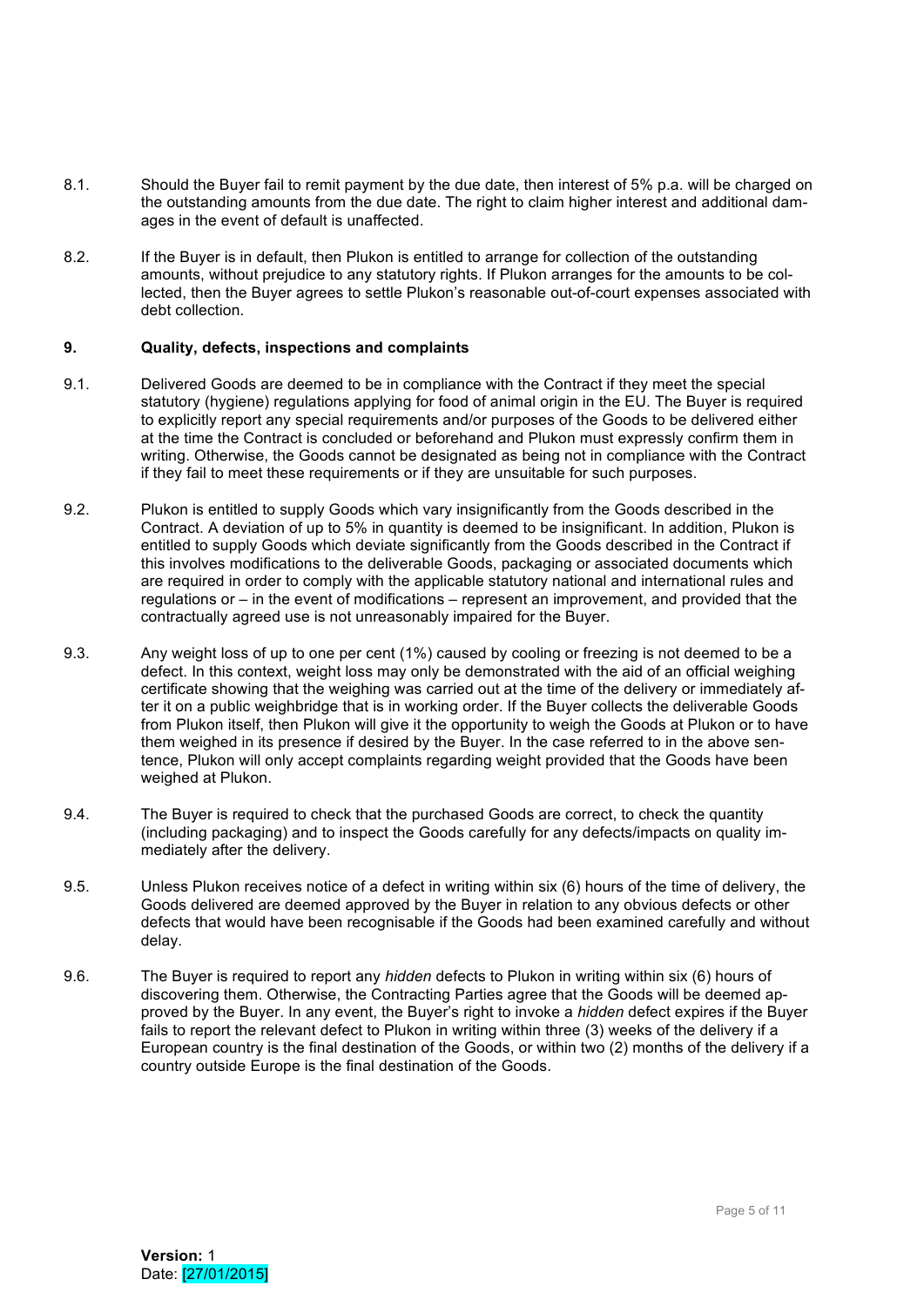8.1. Should the Buyer fail to remit payment by the due date, then interest of 5% p.a. will be charged on the outstanding amounts from the due date. The right to claim higher interest and additional damages in the event of default is unaffected.

8.2. If the Buyer is in default, then Plukon is entitled to arrange for collection of the outstanding amounts, without prejudice to any statutory rights. If Plukon arranges for the amounts to be collected, then the Buyer agrees to settle Plukon's reasonable out-of-court expenses associated with debt collection.

## 9. Quality, defects, inspections and complaints

9.1. Delivered Goods are deemed to be in compliance with the Contract if they meet the special statutory (hygiene) regulations applying for food of animal origin in the EU. The Buyer is required to explicitly report any special requirements and/or purposes of the Goods to be delivered either at the time the Contract is concluded or beforehand and Plukon must expressly confirm them in writing. Otherwise, the Goods cannot be designated as being not in compliance with the Contract if they fail to meet these requirements or if they are unsuitable for such purposes.

9.2. Plukon is entitled to supply Goods which vary insignificantly from the Goods described in the Contract. A deviation of up to 5% in quantity is deemed to be insignificant. In addition, Plukon is entitled to supply Goods which deviate significantly from the Goods described in the Contract if this involves modifications to the deliverable Goods, packaging or associated documents which are required in order to comply with the applicable statutory national and international rules and regulations or – in the event of modifications – represent an improvement, and provided that the contractually agreed use is not unreasonably impaired for the Buyer.

9.3. Any weight loss of up to one per cent (1%) caused by cooling or freezing is not deemed to be a defect. In this context, weight loss may only be demonstrated with the aid of an official weighing certificate showing that the weighing was carried out at the time of the delivery or immediately after it on a public weighbridge that is in working order. If the Buyer collects the deliverable Goods from Plukon itself, then Plukon will give it the opportunity to weigh the Goods at Plukon or to have them weighed in its presence if desired by the Buyer. In the case referred to in the above sentence, Plukon will only accept complaints regarding weight provided that the Goods have been weighed at Plukon.

9.4. The Buyer is required to check that the purchased Goods are correct, to check the quantity (including packaging) and to inspect the Goods carefully for any defects/impacts on quality immediately after the delivery.

9.5. Unless Plukon receives notice of a defect in writing within six (6) hours of the time of delivery, the Goods delivered are deemed approved by the Buyer in relation to any obvious defects or other defects that would have been recognisable if the Goods had been examined carefully and without delay.

9.6. The Buyer is required to report any *hidden* defects to Plukon in writing within six (6) hours of discovering them. Otherwise, the Contracting Parties agree that the Goods will be deemed approved by the Buyer. In any event, the Buyer's right to invoke a *hidden* defect expires if the Buyer fails to report the relevant defect to Plukon in writing within three (3) weeks of the delivery if a European country is the final destination of the Goods, or within two (2) months of the delivery if a country outside Europe is the final destination of the Goods.

**Version:** 1
Date: [27/01/2015]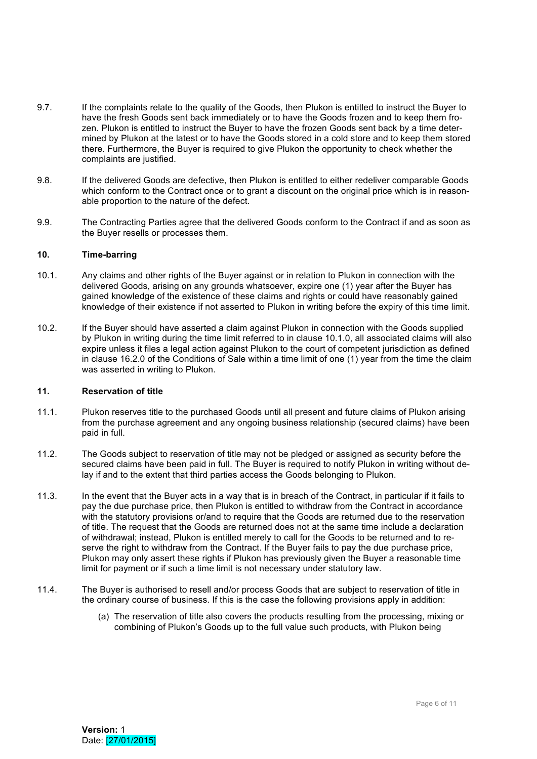9.7. If the complaints relate to the quality of the Goods, then Plukon is entitled to instruct the Buyer to have the fresh Goods sent back immediately or to have the Goods frozen and to keep them frozen. Plukon is entitled to instruct the Buyer to have the frozen Goods sent back by a time determined by Plukon at the latest or to have the Goods stored in a cold store and to keep them stored there. Furthermore, the Buyer is required to give Plukon the opportunity to check whether the complaints are justified.

9.8. If the delivered Goods are defective, then Plukon is entitled to either redeliver comparable Goods which conform to the Contract once or to grant a discount on the original price which is in reasonable proportion to the nature of the defect.

9.9. The Contracting Parties agree that the delivered Goods conform to the Contract if and as soon as the Buyer resells or processes them.

## 10. Time-barring

10.1. Any claims and other rights of the Buyer against or in relation to Plukon in connection with the delivered Goods, arising on any grounds whatsoever, expire one (1) year after the Buyer has gained knowledge of the existence of these claims and rights or could have reasonably gained knowledge of their existence if not asserted to Plukon in writing before the expiry of this time limit.

10.2. If the Buyer should have asserted a claim against Plukon in connection with the Goods supplied by Plukon in writing during the time limit referred to in clause 10.1.0, all associated claims will also expire unless it files a legal action against Plukon to the court of competent jurisdiction as defined in clause 16.2.0 of the Conditions of Sale within a time limit of one (1) year from the time the claim was asserted in writing to Plukon.

## 11. Reservation of title

11.1. Plukon reserves title to the purchased Goods until all present and future claims of Plukon arising from the purchase agreement and any ongoing business relationship (secured claims) have been paid in full.

11.2. The Goods subject to reservation of title may not be pledged or assigned as security before the secured claims have been paid in full. The Buyer is required to notify Plukon in writing without delay if and to the extent that third parties access the Goods belonging to Plukon.

11.3. In the event that the Buyer acts in a way that is in breach of the Contract, in particular if it fails to pay the due purchase price, then Plukon is entitled to withdraw from the Contract in accordance with the statutory provisions or/and to require that the Goods are returned due to the reservation of title. The request that the Goods are returned does not at the same time include a declaration of withdrawal; instead, Plukon is entitled merely to call for the Goods to be returned and to reserve the right to withdraw from the Contract. If the Buyer fails to pay the due purchase price, Plukon may only assert these rights if Plukon has previously given the Buyer a reasonable time limit for payment or if such a time limit is not necessary under statutory law.

11.4. The Buyer is authorised to resell and/or process Goods that are subject to reservation of title in the ordinary course of business. If this is the case the following provisions apply in addition:

(a) The reservation of title also covers the products resulting from the processing, mixing or combining of Plukon's Goods up to the full value such products, with Plukon being

**Version:** 1
Date: [27/01/2015]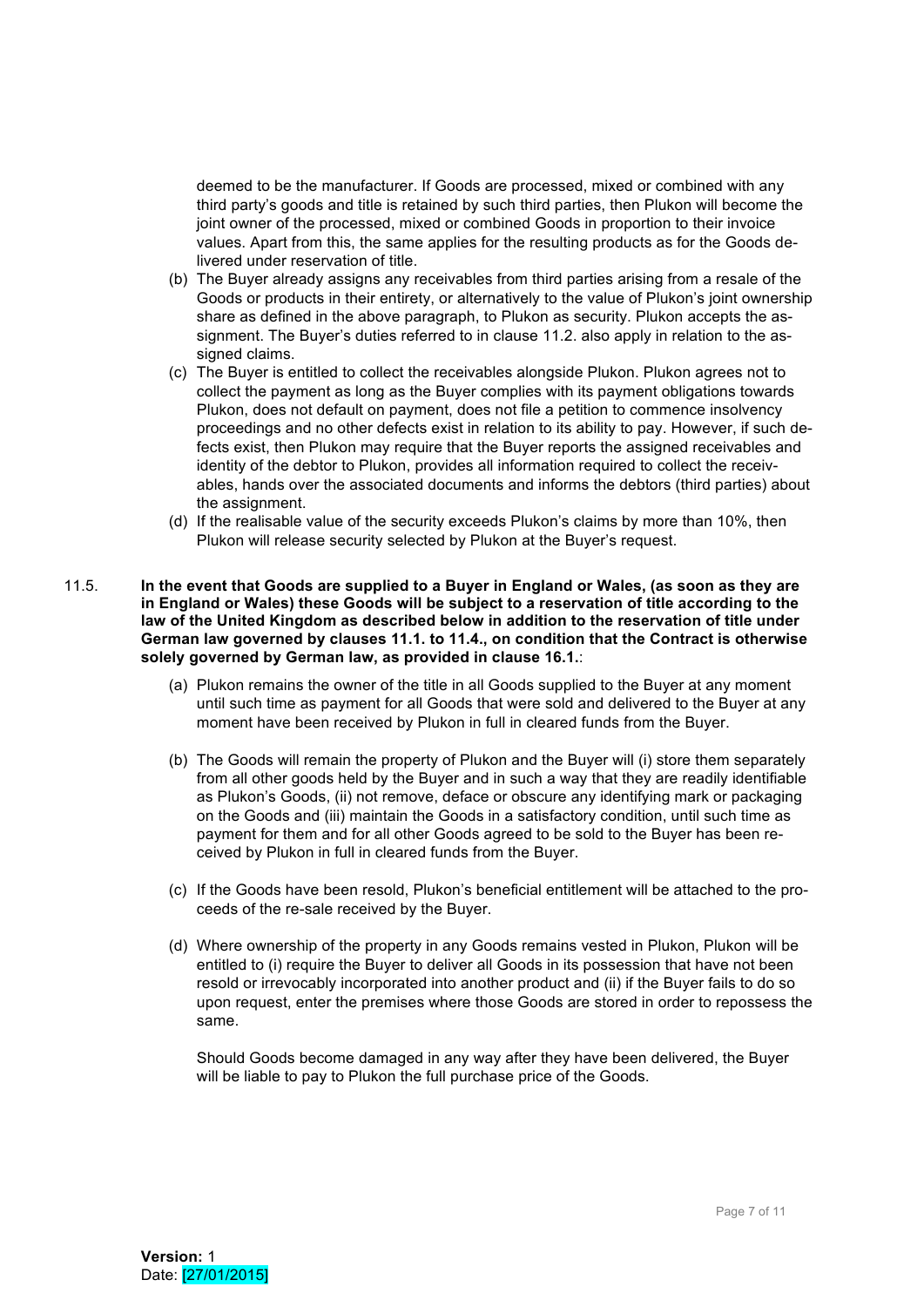deemed to be the manufacturer. If Goods are processed, mixed or combined with any third party's goods and title is retained by such third parties, then Plukon will become the joint owner of the processed, mixed or combined Goods in proportion to their invoice values. Apart from this, the same applies for the resulting products as for the Goods delivered under reservation of title.

(b) The Buyer already assigns any receivables from third parties arising from a resale of the Goods or products in their entirety, or alternatively to the value of Plukon's joint ownership share as defined in the above paragraph, to Plukon as security. Plukon accepts the assignment. The Buyer's duties referred to in clause 11.2. also apply in relation to the assigned claims.

(c) The Buyer is entitled to collect the receivables alongside Plukon. Plukon agrees not to collect the payment as long as the Buyer complies with its payment obligations towards Plukon, does not default on payment, does not file a petition to commence insolvency proceedings and no other defects exist in relation to its ability to pay. However, if such defects exist, then Plukon may require that the Buyer reports the assigned receivables and identity of the debtor to Plukon, provides all information required to collect the receivables, hands over the associated documents and informs the debtors (third parties) about the assignment.

(d) If the realisable value of the security exceeds Plukon's claims by more than 10%, then Plukon will release security selected by Plukon at the Buyer's request.

11.5. **In the event that Goods are supplied to a Buyer in England or Wales, (as soon as they are in England or Wales) these Goods will be subject to a reservation of title according to the law of the United Kingdom as described below in addition to the reservation of title under German law governed by clauses 11.1. to 11.4., on condition that the Contract is otherwise solely governed by German law, as provided in clause 16.1.**:

(a) Plukon remains the owner of the title in all Goods supplied to the Buyer at any moment until such time as payment for all Goods that were sold and delivered to the Buyer at any moment have been received by Plukon in full in cleared funds from the Buyer.

(b) The Goods will remain the property of Plukon and the Buyer will (i) store them separately from all other goods held by the Buyer and in such a way that they are readily identifiable as Plukon's Goods, (ii) not remove, deface or obscure any identifying mark or packaging on the Goods and (iii) maintain the Goods in a satisfactory condition, until such time as payment for them and for all other Goods agreed to be sold to the Buyer has been received by Plukon in full in cleared funds from the Buyer.

(c) If the Goods have been resold, Plukon's beneficial entitlement will be attached to the proceeds of the re-sale received by the Buyer.

(d) Where ownership of the property in any Goods remains vested in Plukon, Plukon will be entitled to (i) require the Buyer to deliver all Goods in its possession that have not been resold or irrevocably incorporated into another product and (ii) if the Buyer fails to do so upon request, enter the premises where those Goods are stored in order to repossess the same.

Should Goods become damaged in any way after they have been delivered, the Buyer will be liable to pay to Plukon the full purchase price of the Goods.

**Version:** 1
Date: [27/01/2015]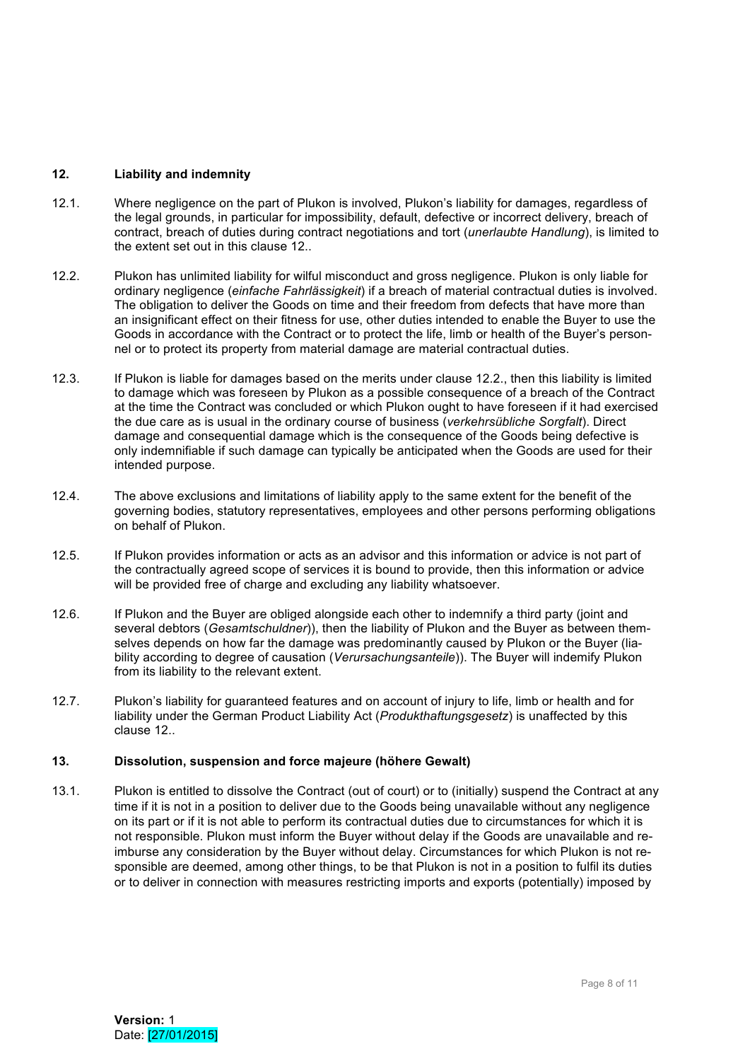## 12. Liability and indemnity

12.1. Where negligence on the part of Plukon is involved, Plukon's liability for damages, regardless of the legal grounds, in particular for impossibility, default, defective or incorrect delivery, breach of contract, breach of duties during contract negotiations and tort (*unerlaubte Handlung*), is limited to the extent set out in this clause 12..

12.2. Plukon has unlimited liability for wilful misconduct and gross negligence. Plukon is only liable for ordinary negligence (*einfache Fahrlässigkeit*) if a breach of material contractual duties is involved. The obligation to deliver the Goods on time and their freedom from defects that have more than an insignificant effect on their fitness for use, other duties intended to enable the Buyer to use the Goods in accordance with the Contract or to protect the life, limb or health of the Buyer's personnel or to protect its property from material damage are material contractual duties.

12.3. If Plukon is liable for damages based on the merits under clause 12.2., then this liability is limited to damage which was foreseen by Plukon as a possible consequence of a breach of the Contract at the time the Contract was concluded or which Plukon ought to have foreseen if it had exercised the due care as is usual in the ordinary course of business (*verkehrsübliche Sorgfalt*). Direct damage and consequential damage which is the consequence of the Goods being defective is only indemnifiable if such damage can typically be anticipated when the Goods are used for their intended purpose.

12.4. The above exclusions and limitations of liability apply to the same extent for the benefit of the governing bodies, statutory representatives, employees and other persons performing obligations on behalf of Plukon.

12.5. If Plukon provides information or acts as an advisor and this information or advice is not part of the contractually agreed scope of services it is bound to provide, then this information or advice will be provided free of charge and excluding any liability whatsoever.

12.6. If Plukon and the Buyer are obliged alongside each other to indemnify a third party (joint and several debtors (*Gesamtschuldner*)), then the liability of Plukon and the Buyer as between themselves depends on how far the damage was predominantly caused by Plukon or the Buyer (liability according to degree of causation (*Verursachungsanteile*)). The Buyer will indemify Plukon from its liability to the relevant extent.

12.7. Plukon's liability for guaranteed features and on account of injury to life, limb or health and for liability under the German Product Liability Act (*Produkthaftungsgesetz*) is unaffected by this clause 12..

## 13. Dissolution, suspension and force majeure (höhere Gewalt)

13.1. Plukon is entitled to dissolve the Contract (out of court) or to (initially) suspend the Contract at any time if it is not in a position to deliver due to the Goods being unavailable without any negligence on its part or if it is not able to perform its contractual duties due to circumstances for which it is not responsible. Plukon must inform the Buyer without delay if the Goods are unavailable and reimburse any consideration by the Buyer without delay. Circumstances for which Plukon is not responsible are deemed, among other things, to be that Plukon is not in a position to fulfil its duties or to deliver in connection with measures restricting imports and exports (potentially) imposed by

**Version:** 1
Date: [27/01/2015]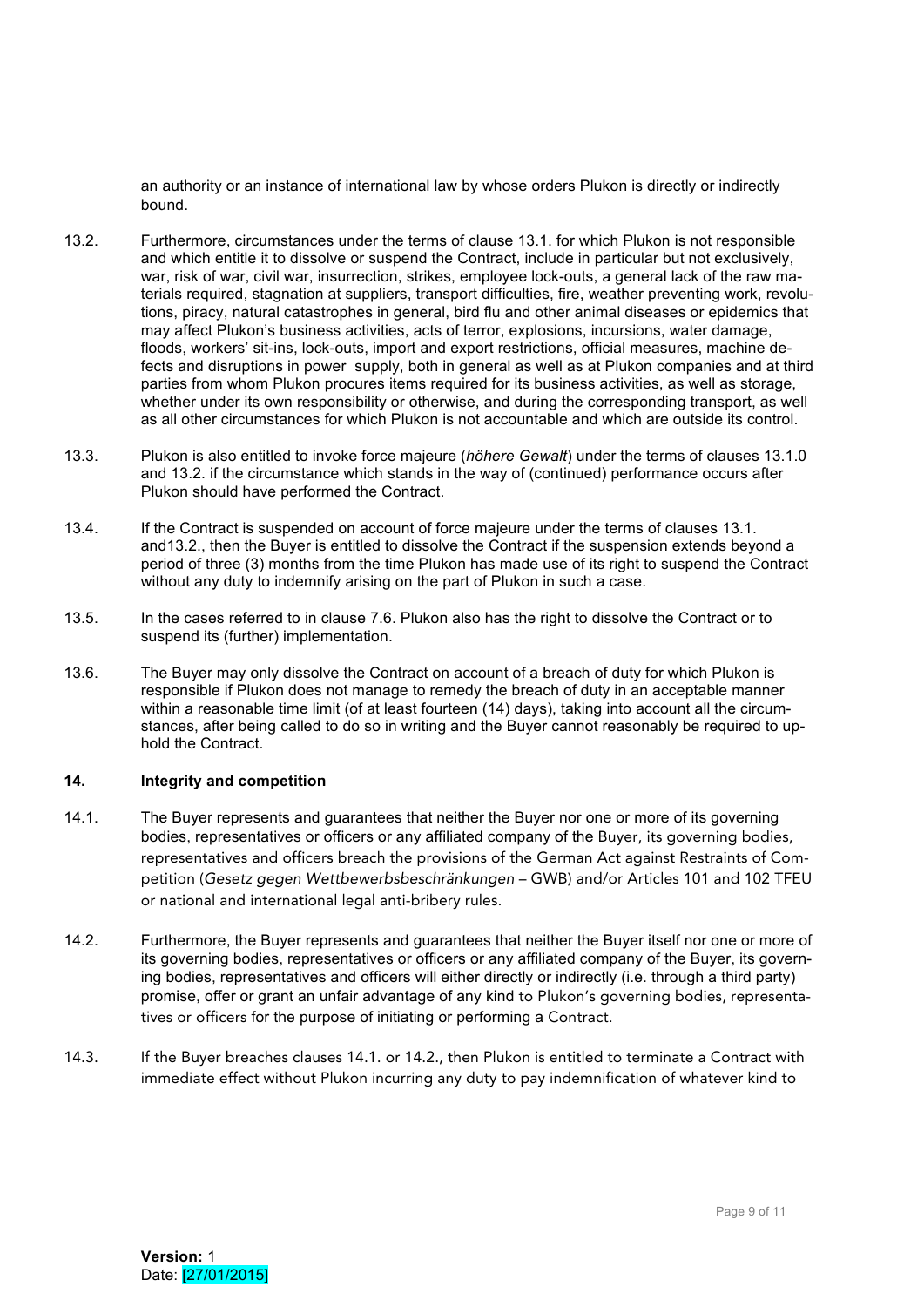an authority or an instance of international law by whose orders Plukon is directly or indirectly bound.

13.2. Furthermore, circumstances under the terms of clause 13.1. for which Plukon is not responsible and which entitle it to dissolve or suspend the Contract, include in particular but not exclusively, war, risk of war, civil war, insurrection, strikes, employee lock-outs, a general lack of the raw materials required, stagnation at suppliers, transport difficulties, fire, weather preventing work, revolutions, piracy, natural catastrophes in general, bird flu and other animal diseases or epidemics that may affect Plukon's business activities, acts of terror, explosions, incursions, water damage, floods, workers' sit-ins, lock-outs, import and export restrictions, official measures, machine defects and disruptions in power supply, both in general as well as at Plukon companies and at third parties from whom Plukon procures items required for its business activities, as well as storage, whether under its own responsibility or otherwise, and during the corresponding transport, as well as all other circumstances for which Plukon is not accountable and which are outside its control.

13.3. Plukon is also entitled to invoke force majeure (*höhere Gewalt*) under the terms of clauses 13.1.0 and 13.2. if the circumstance which stands in the way of (continued) performance occurs after Plukon should have performed the Contract.

13.4. If the Contract is suspended on account of force majeure under the terms of clauses 13.1. and13.2., then the Buyer is entitled to dissolve the Contract if the suspension extends beyond a period of three (3) months from the time Plukon has made use of its right to suspend the Contract without any duty to indemnify arising on the part of Plukon in such a case.

13.5. In the cases referred to in clause 7.6. Plukon also has the right to dissolve the Contract or to suspend its (further) implementation.

13.6. The Buyer may only dissolve the Contract on account of a breach of duty for which Plukon is responsible if Plukon does not manage to remedy the breach of duty in an acceptable manner within a reasonable time limit (of at least fourteen (14) days), taking into account all the circumstances, after being called to do so in writing and the Buyer cannot reasonably be required to uphold the Contract.

## 14. Integrity and competition

14.1. The Buyer represents and guarantees that neither the Buyer nor one or more of its governing bodies, representatives or officers or any affiliated company of the Buyer, its governing bodies, representatives and officers breach the provisions of the German Act against Restraints of Competition (*Gesetz gegen Wettbewerbsbeschränkungen* – GWB) and/or Articles 101 and 102 TFEU or national and international legal anti-bribery rules.

14.2. Furthermore, the Buyer represents and guarantees that neither the Buyer itself nor one or more of its governing bodies, representatives or officers or any affiliated company of the Buyer, its governing bodies, representatives and officers will either directly or indirectly (i.e. through a third party) promise, offer or grant an unfair advantage of any kind to Plukon's governing bodies, representatives or officers for the purpose of initiating or performing a Contract.

14.3. If the Buyer breaches clauses 14.1. or 14.2., then Plukon is entitled to terminate a Contract with immediate effect without Plukon incurring any duty to pay indemnification of whatever kind to

**Version:** 1
Date: [27/01/2015]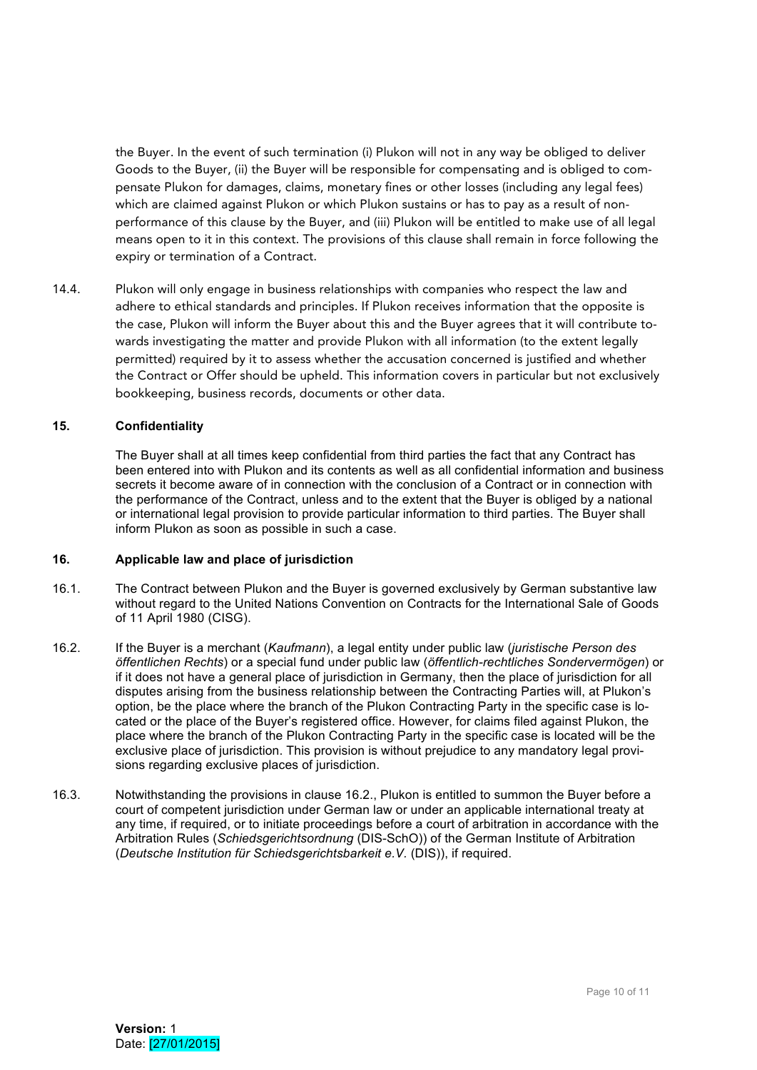the Buyer. In the event of such termination (i) Plukon will not in any way be obliged to deliver Goods to the Buyer, (ii) the Buyer will be responsible for compensating and is obliged to compensate Plukon for damages, claims, monetary fines or other losses (including any legal fees) which are claimed against Plukon or which Plukon sustains or has to pay as a result of non-performance of this clause by the Buyer, and (iii) Plukon will be entitled to make use of all legal means open to it in this context. The provisions of this clause shall remain in force following the expiry or termination of a Contract.

14.4. Plukon will only engage in business relationships with companies who respect the law and adhere to ethical standards and principles. If Plukon receives information that the opposite is the case, Plukon will inform the Buyer about this and the Buyer agrees that it will contribute towards investigating the matter and provide Plukon with all information (to the extent legally permitted) required by it to assess whether the accusation concerned is justified and whether the Contract or Offer should be upheld. This information covers in particular but not exclusively bookkeeping, business records, documents or other data.

**15. Confidentiality**

The Buyer shall at all times keep confidential from third parties the fact that any Contract has been entered into with Plukon and its contents as well as all confidential information and business secrets it become aware of in connection with the conclusion of a Contract or in connection with the performance of the Contract, unless and to the extent that the Buyer is obliged by a national or international legal provision to provide particular information to third parties. The Buyer shall inform Plukon as soon as possible in such a case.

**16. Applicable law and place of jurisdiction**

16.1. The Contract between Plukon and the Buyer is governed exclusively by German substantive law without regard to the United Nations Convention on Contracts for the International Sale of Goods of 11 April 1980 (CISG).

16.2. If the Buyer is a merchant (*Kaufmann*), a legal entity under public law (*juristische Person des öffentlichen Rechts*) or a special fund under public law (*öffentlich-rechtliches Sondervermögen*) or if it does not have a general place of jurisdiction in Germany, then the place of jurisdiction for all disputes arising from the business relationship between the Contracting Parties will, at Plukon's option, be the place where the branch of the Plukon Contracting Party in the specific case is located or the place of the Buyer's registered office. However, for claims filed against Plukon, the place where the branch of the Plukon Contracting Party in the specific case is located will be the exclusive place of jurisdiction. This provision is without prejudice to any mandatory legal provisions regarding exclusive places of jurisdiction.

16.3. Notwithstanding the provisions in clause 16.2., Plukon is entitled to summon the Buyer before a court of competent jurisdiction under German law or under an applicable international treaty at any time, if required, or to initiate proceedings before a court of arbitration in accordance with the Arbitration Rules (*Schiedsgerichtsordnung* (DIS-SchO)) of the German Institute of Arbitration (*Deutsche Institution für Schiedsgerichtsbarkeit e.V.* (DIS)), if required.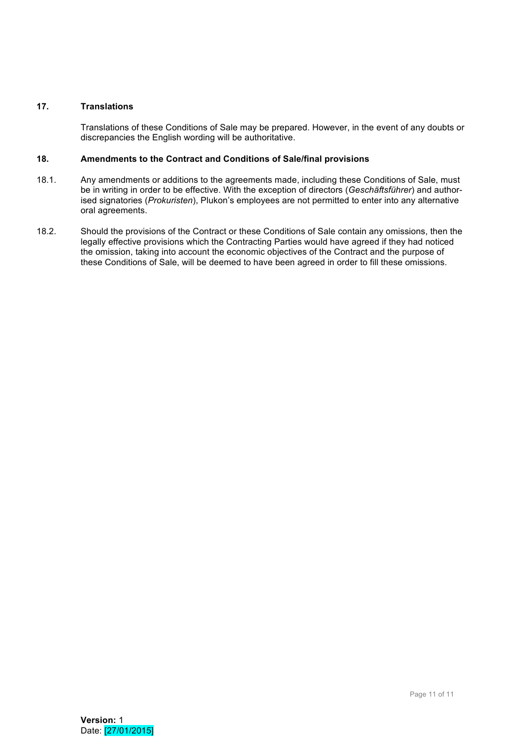## 17. Translations

Translations of these Conditions of Sale may be prepared. However, in the event of any doubts or discrepancies the English wording will be authoritative.

## 18. Amendments to the Contract and Conditions of Sale/final provisions

18.1. Any amendments or additions to the agreements made, including these Conditions of Sale, must be in writing in order to be effective. With the exception of directors (*Geschäftsführer*) and authorised signatories (*Prokuristen*), Plukon's employees are not permitted to enter into any alternative oral agreements.

18.2. Should the provisions of the Contract or these Conditions of Sale contain any omissions, then the legally effective provisions which the Contracting Parties would have agreed if they had noticed the omission, taking into account the economic objectives of the Contract and the purpose of these Conditions of Sale, will be deemed to have been agreed in order to fill these omissions.

**Version:** 1
Date: [27/01/2015]